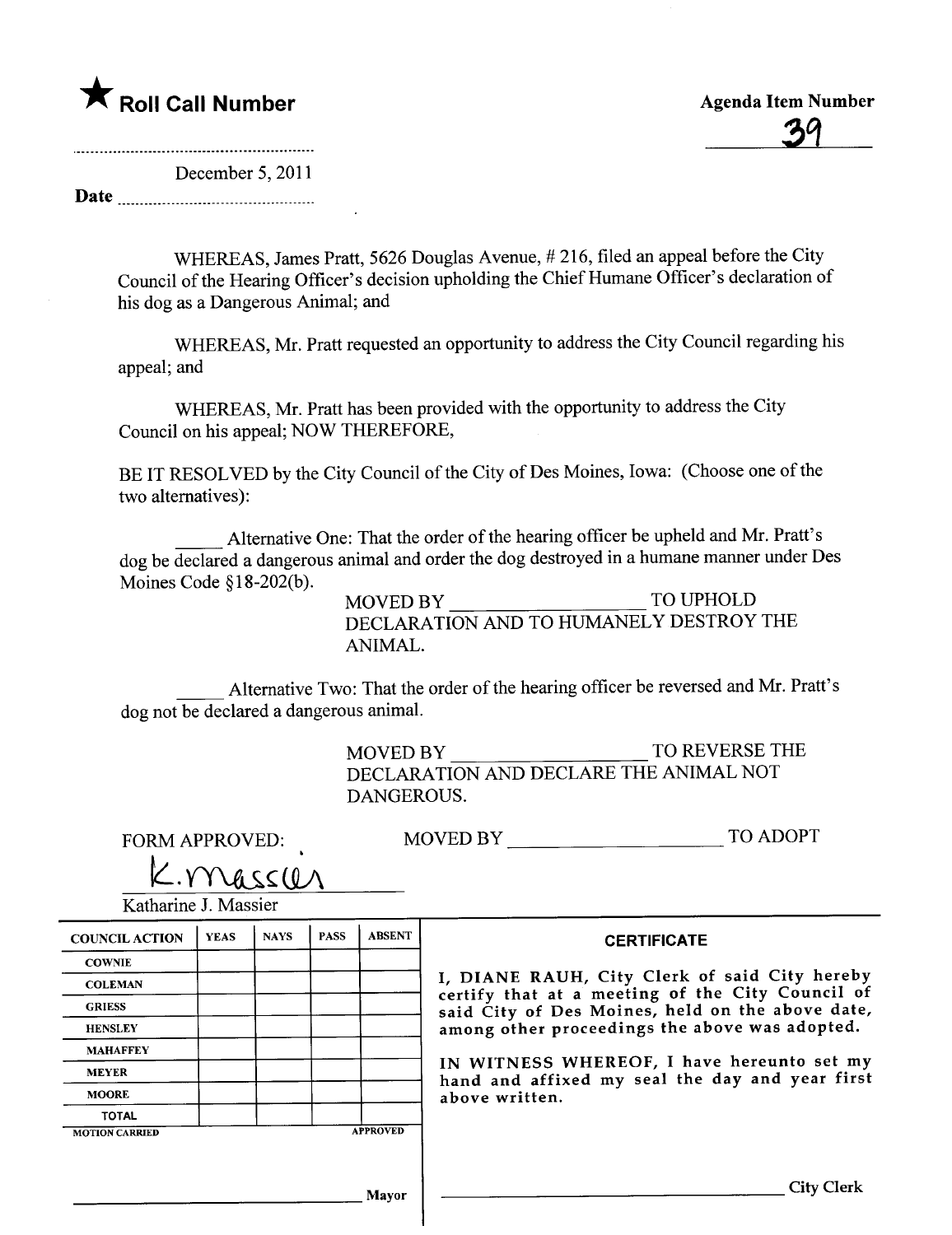★ **Roll Call Number**

**Agenda Item Number**

39

December 5, 2011

**Date** ..............................

WHEREAS, James Pratt, 5626 Douglas Avenue, # 216, filed an appeal before the City Council of the Hearing Officer's decision upholding the Chief Humane Officer's declaration of his dog as a Dangerous Animal; and

WHEREAS, Mr. Pratt requested an opportunity to address the City Council regarding his appeal; and

WHEREAS, Mr. Pratt has been provided with the opportunity to address the City Council on his appeal; NOW THEREFORE,

BE IT RESOLVED by the City Council of the City of Des Moines, Iowa: (Choose one of the two alternatives):

_____ Alternative One: That the order of the hearing officer be upheld and Mr. Pratt's dog be declared a dangerous animal and order the dog destroyed in a humane manner under Des Moines Code §18-202(b).

MOVED BY ___________________ TO UPHOLD DECLARATION AND TO HUMANELY DESTROY THE ANIMAL.

_____ Alternative Two: That the order of the hearing officer be reversed and Mr. Pratt's dog not be declared a dangerous animal.

MOVED BY ___________________ TO REVERSE THE DECLARATION AND DECLARE THE ANIMAL NOT DANGEROUS.

FORM APPROVED:

K. Massier

Katharine J. Massier

MOVED BY ___________________ TO ADOPT

| COUNCIL ACTION | YEAS | NAYS | PASS | ABSENT |
|---|---|---|---|---|
| COWNIE | | | | |
| COLEMAN | | | | |
| GRIESS | | | | |
| HENSLEY | | | | |
| MAHAFFEY | | | | |
| MEYER | | | | |
| MOORE | | | | |
| TOTAL | | | | |
| MOTION CARRIED | | | | APPROVED |

_________________________ Mayor

**CERTIFICATE**

I, DIANE RAUH, City Clerk of said City hereby certify that at a meeting of the City Council of said City of Des Moines, held on the above date, among other proceedings the above was adopted.

IN WITNESS WHEREOF, I have hereunto set my hand and affixed my seal the day and year first above written.

_________________________ City Clerk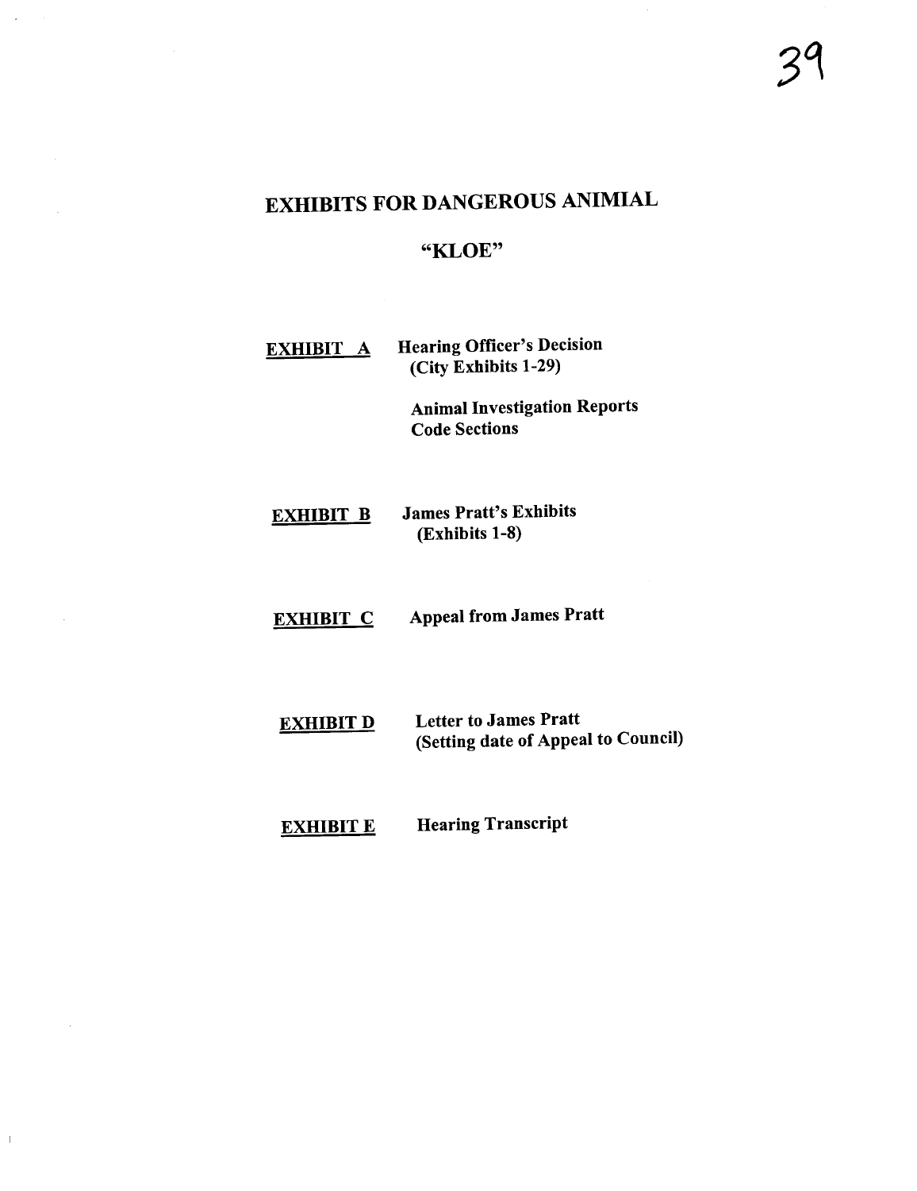# EXHIBITS FOR DANGEROUS ANIMIAL

## "KLOE"

**EXHIBIT A** — **Hearing Officer's Decision (City Exhibits 1-29)**

**Animal Investigation Reports**
**Code Sections**

**EXHIBIT B** — **James Pratt's Exhibits (Exhibits 1-8)**

**EXHIBIT C** — **Appeal from James Pratt**

**EXHIBIT D** — **Letter to James Pratt (Setting date of Appeal to Council)**

**EXHIBIT E** — **Hearing Transcript**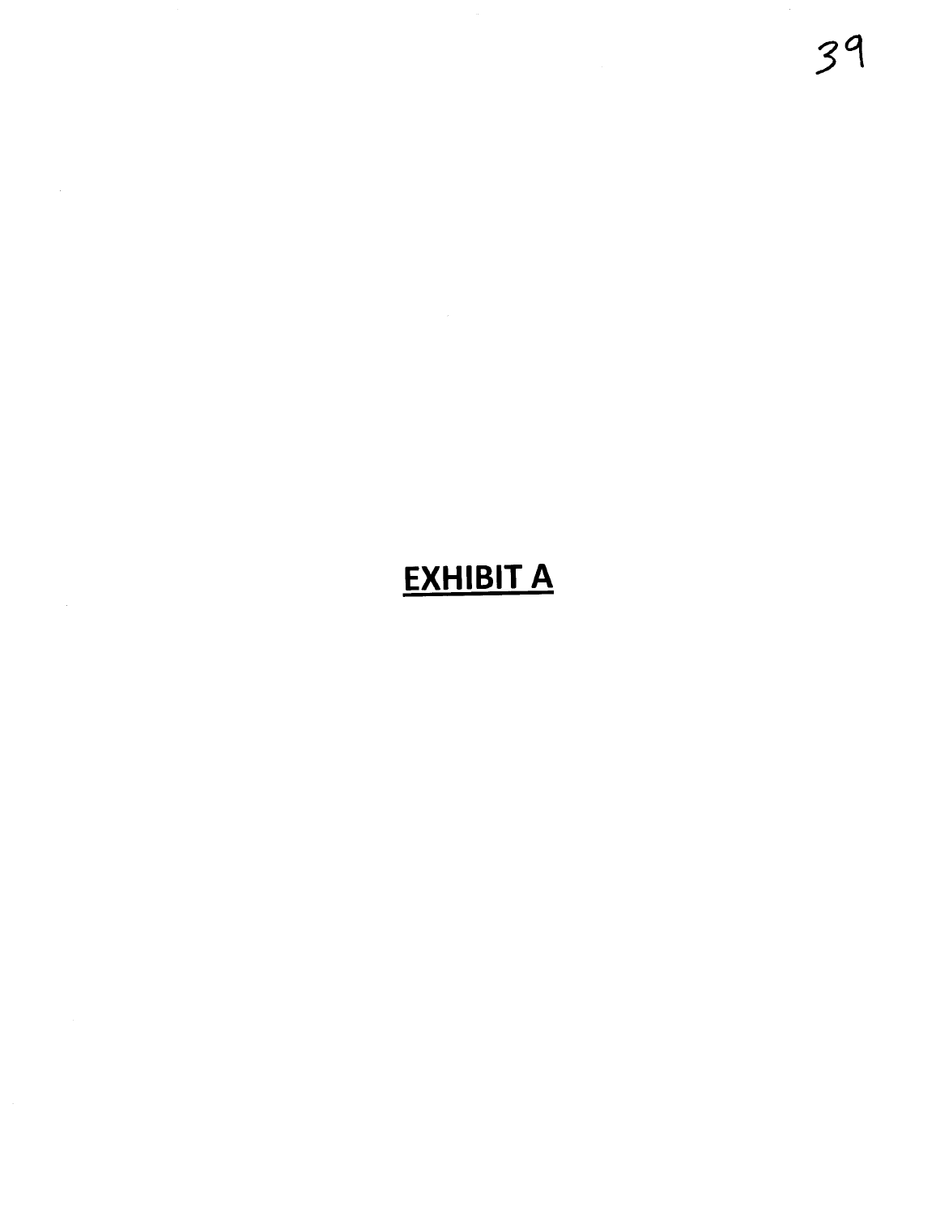**EXHIBIT A**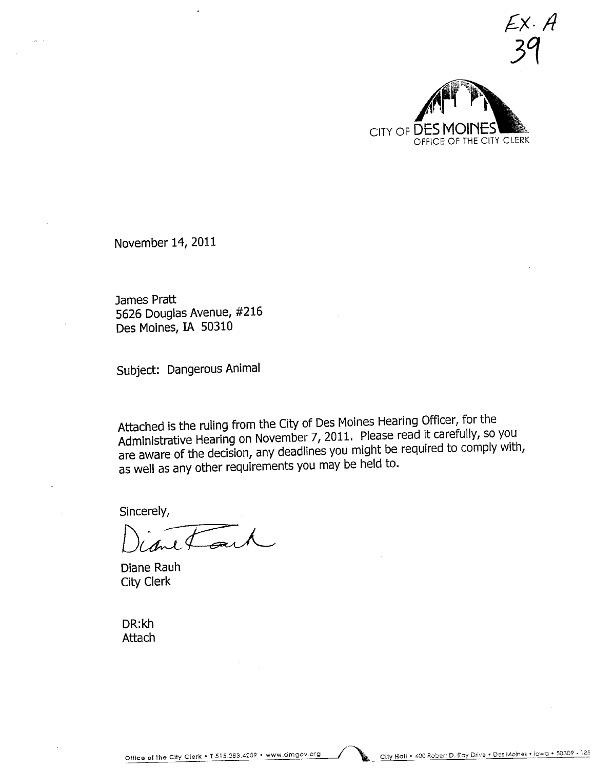Ex. A
39

CITY OF DES MOINES
OFFICE OF THE CITY CLERK

November 14, 2011

James Pratt
5626 Douglas Avenue, #216
Des Moines, IA 50310

Subject: Dangerous Animal

Attached is the ruling from the City of Des Moines Hearing Officer, for the Administrative Hearing on November 7, 2011. Please read it carefully, so you are aware of the decision, any deadlines you might be required to comply with, as well as any other requirements you may be held to.

Sincerely,

Diane Rauh

Diane Rauh
City Clerk

DR:kh
Attach

Office of the City Clerk • T 515.283.4209 • www.dmgov.org    City Hall • 400 Robert D. Ray Drive • Des Moines • Iowa • 50309 - 189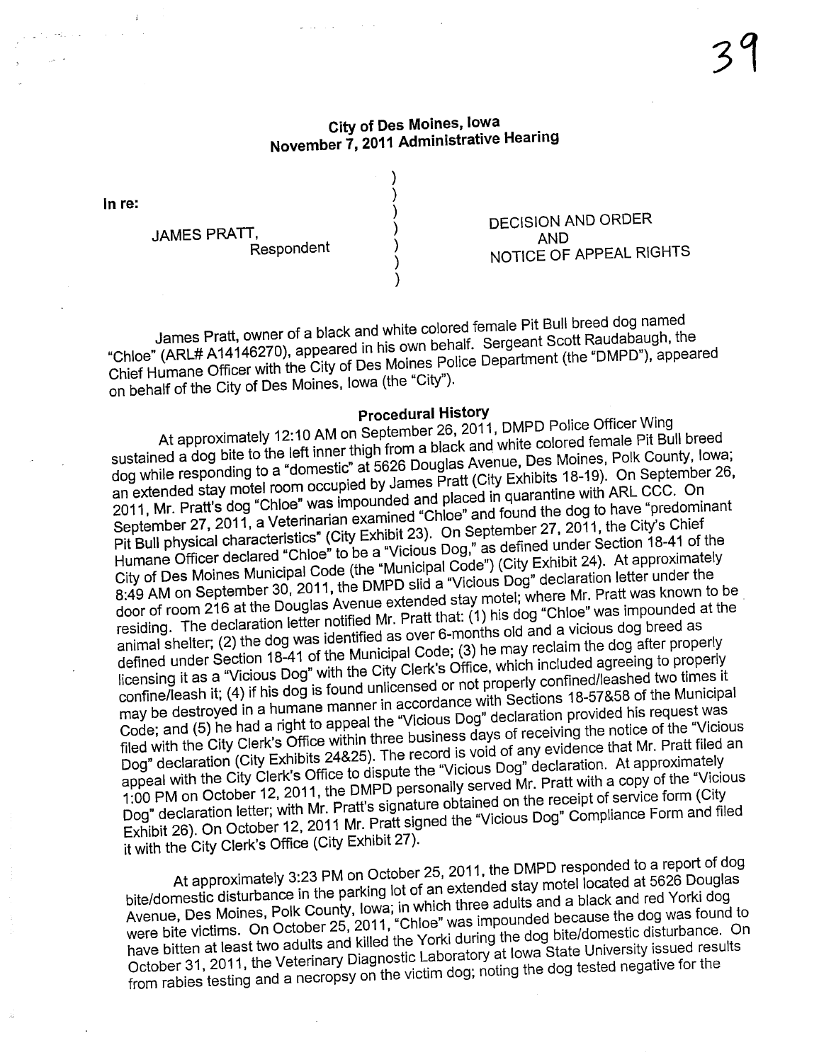**City of Des Moines, Iowa**
**November 7, 2011 Administrative Hearing**

In re:

JAMES PRATT,
Respondent

DECISION AND ORDER
AND
NOTICE OF APPEAL RIGHTS

James Pratt, owner of a black and white colored female Pit Bull breed dog named "Chloe" (ARL# A14146270), appeared in his own behalf. Sergeant Scott Raudabaugh, the Chief Humane Officer with the City of Des Moines Police Department (the "DMPD"), appeared on behalf of the City of Des Moines, Iowa (the "City").

**Procedural History**

At approximately 12:10 AM on September 26, 2011, DMPD Police Officer Wing sustained a dog bite to the left inner thigh from a black and white colored female Pit Bull breed dog while responding to a "domestic" at 5626 Douglas Avenue, Des Moines, Polk County, Iowa; an extended stay motel room occupied by James Pratt (City Exhibits 18-19). On September 26, 2011, Mr. Pratt's dog "Chloe" was impounded and placed in quarantine with ARL CCC. On September 27, 2011, a Veterinarian examined "Chloe" and found the dog to have "predominant Pit Bull physical characteristics" (City Exhibit 23). On September 27, 2011, the City's Chief Humane Officer declared "Chloe" to be a "Vicious Dog," as defined under Section 18-41 of the City of Des Moines Municipal Code (the "Municipal Code") (City Exhibit 24). At approximately 8:49 AM on September 30, 2011, the DMPD slid a "Vicious Dog" declaration letter under the door of room 216 at the Douglas Avenue extended stay motel; where Mr. Pratt was known to be residing. The declaration letter notified Mr. Pratt that: (1) his dog "Chloe" was impounded at the animal shelter; (2) the dog was identified as over 6-months old and a vicious dog breed as defined under Section 18-41 of the Municipal Code; (3) he may reclaim the dog after properly licensing it as a "Vicious Dog" with the City Clerk's Office, which included agreeing to properly confine/leash it; (4) if his dog is found unlicensed or not properly confined/leashed two times it may be destroyed in a humane manner in accordance with Sections 18-57&58 of the Municipal Code; and (5) he had a right to appeal the "Vicious Dog" declaration provided his request was filed with the City Clerk's Office within three business days of receiving the notice of the "Vicious Dog" declaration (City Exhibits 24&25). The record is void of any evidence that Mr. Pratt filed an appeal with the City Clerk's Office to dispute the "Vicious Dog" declaration. At approximately 1:00 PM on October 12, 2011, the DMPD personally served Mr. Pratt with a copy of the "Vicious Dog" declaration letter; with Mr. Pratt's signature obtained on the receipt of service form (City Exhibit 26). On October 12, 2011 Mr. Pratt signed the "Vicious Dog" Compliance Form and filed it with the City Clerk's Office (City Exhibit 27).

At approximately 3:23 PM on October 25, 2011, the DMPD responded to a report of dog bite/domestic disturbance in the parking lot of an extended stay motel located at 5626 Douglas Avenue, Des Moines, Polk County, Iowa; in which three adults and a black and red Yorki dog were bite victims. On October 25, 2011, "Chloe" was impounded because the dog was found to have bitten at least two adults and killed the Yorki during the dog bite/domestic disturbance. On October 31, 2011, the Veterinary Diagnostic Laboratory at Iowa State University issued results from rabies testing and a necropsy on the victim dog; noting the dog tested negative for the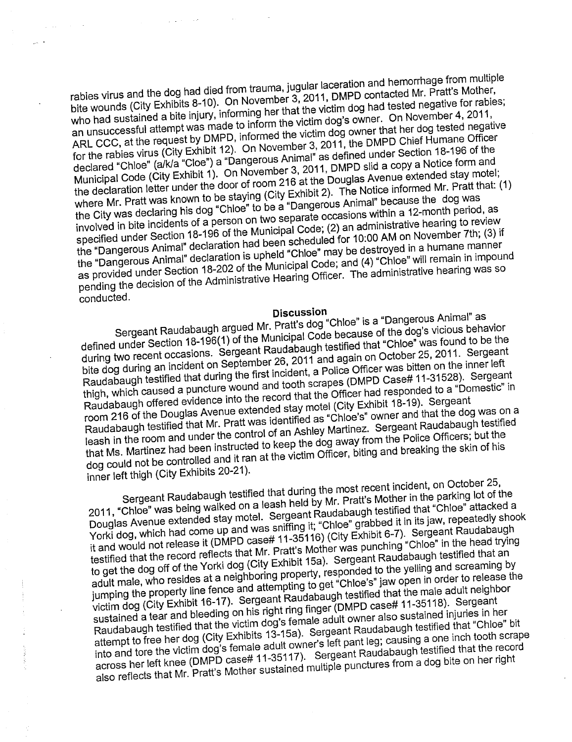rabies virus and the dog had died from trauma, jugular laceration and hemorrhage from multiple bite wounds (City Exhibits 8-10). On November 3, 2011, DMPD contacted Mr. Pratt's Mother, who had sustained a bite injury, informing her that the victim dog had tested negative for rabies; an unsuccessful attempt was made to inform the victim dog's owner. On November 4, 2011, ARL CCC, at the request by DMPD, informed the victim dog owner that her dog tested negative for the rabies virus (City Exhibit 12). On November 3, 2011, the DMPD Chief Humane Officer declared "Chloe" (a/k/a "Cloe") a "Dangerous Animal" as defined under Section 18-196 of the Municipal Code (City Exhibit 1). On November 3, 2011, DMPD slid a copy a Notice form and the declaration letter under the door of room 216 at the Douglas Avenue extended stay motel; where Mr. Pratt was known to be staying (City Exhibit 2). The Notice informed Mr. Pratt that: (1) the City was declaring his dog "Chloe" to be a "Dangerous Animal" because the dog was involved in bite incidents of a person on two separate occasions within a 12-month period, as specified under Section 18-196 of the Municipal Code; (2) an administrative hearing to review the "Dangerous Animal" declaration had been scheduled for 10:00 AM on November 7th; (3) if the "Dangerous Animal" declaration is upheld "Chloe" may be destroyed in a humane manner as provided under Section 18-202 of the Municipal Code; and (4) "Chloe" will remain in impound pending the decision of the Administrative Hearing Officer. The administrative hearing was so conducted.

## Discussion

Sergeant Raudabaugh argued Mr. Pratt's dog "Chloe" is a "Dangerous Animal" as defined under Section 18-196(1) of the Municipal Code because of the dog's vicious behavior during two recent occasions. Sergeant Raudabaugh testified that "Chloe" was found to be the bite dog during an incident on September 26, 2011 and again on October 25, 2011. Sergeant Raudabaugh testified that during the first incident, a Police Officer was bitten on the inner left thigh, which caused a puncture wound and tooth scrapes (DMPD Case# 11-31528). Sergeant Raudabaugh offered evidence into the record that the Officer had responded to a "Domestic" in room 216 of the Douglas Avenue extended stay motel (City Exhibit 18-19). Sergeant Raudabaugh testified that Mr. Pratt was identified as "Chloe's" owner and that the dog was on a leash in the room and under the control of an Ashley Martinez. Sergeant Raudabaugh testified that Ms. Martinez had been instructed to keep the dog away from the Police Officers; but the dog could not be controlled and it ran at the victim Officer, biting and breaking the skin of his inner left thigh (City Exhibits 20-21).

Sergeant Raudabaugh testified that during the most recent incident, on October 25, 2011, "Chloe" was being walked on a leash held by Mr. Pratt's Mother in the parking lot of the Douglas Avenue extended stay motel. Sergeant Raudabaugh testified that "Chloe" attacked a Yorki dog, which had come up and was sniffing it; "Chloe" grabbed it in its jaw, repeatedly shook it and would not release it (DMPD case# 11-35116) (City Exhibit 6-7). Sergeant Raudabaugh testified that the record reflects that Mr. Pratt's Mother was punching "Chloe" in the head trying to get the dog off of the Yorki dog (City Exhibit 15a). Sergeant Raudabaugh testified that an adult male, who resides at a neighboring property, responded to the yelling and screaming by jumping the property line fence and attempting to get "Chloe's" jaw open in order to release the victim dog (City Exhibit 16-17). Sergeant Raudabaugh testified that the male adult neighbor sustained a tear and bleeding on his right ring finger (DMPD case# 11-35118). Sergeant Raudabaugh testified that the victim dog's female adult owner also sustained injuries in her attempt to free her dog (City Exhibits 13-15a). Sergeant Raudabaugh testified that "Chloe" bit into and tore the victim dog's female adult owner's left pant leg; causing a one inch tooth scrape across her left knee (DMPD case# 11-35117). Sergeant Raudabaugh testified that the record also reflects that Mr. Pratt's Mother sustained multiple punctures from a dog bite on her right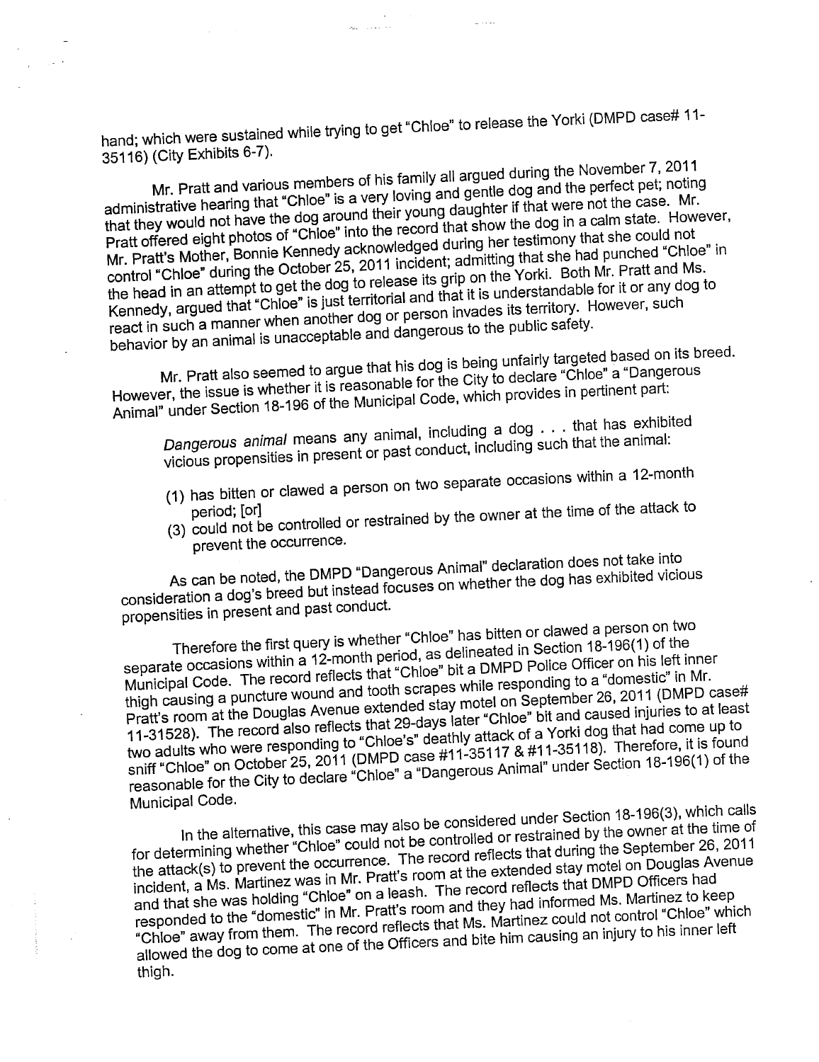hand; which were sustained while trying to get "Chloe" to release the Yorki (DMPD case# 11-35116) (City Exhibits 6-7).

Mr. Pratt and various members of his family all argued during the November 7, 2011 administrative hearing that "Chloe" is a very loving and gentle dog and the perfect pet; noting that they would not have the dog around their young daughter if that were not the case. Mr. Pratt offered eight photos of "Chloe" into the record that show the dog in a calm state. However, Mr. Pratt's Mother, Bonnie Kennedy acknowledged during her testimony that she could not control "Chloe" during the October 25, 2011 incident; admitting that she had punched "Chloe" in the head in an attempt to get the dog to release its grip on the Yorki. Both Mr. Pratt and Ms. Kennedy, argued that "Chloe" is just territorial and that it is understandable for it or any dog to react in such a manner when another dog or person invades its territory. However, such behavior by an animal is unacceptable and dangerous to the public safety.

Mr. Pratt also seemed to argue that his dog is being unfairly targeted based on its breed. However, the issue is whether it is reasonable for the City to declare "Chloe" a "Dangerous Animal" under Section 18-196 of the Municipal Code, which provides in pertinent part:

> *Dangerous animal* means any animal, including a dog . . . that has exhibited vicious propensities in present or past conduct, including such that the animal:
>
> (1) has bitten or clawed a person on two separate occasions within a 12-month period; [or]
> (3) could not be controlled or restrained by the owner at the time of the attack to prevent the occurrence.

As can be noted, the DMPD "Dangerous Animal" declaration does not take into consideration a dog's breed but instead focuses on whether the dog has exhibited vicious propensities in present and past conduct.

Therefore the first query is whether "Chloe" has bitten or clawed a person on two separate occasions within a 12-month period, as delineated in Section 18-196(1) of the Municipal Code. The record reflects that "Chloe" bit a DMPD Police Officer on his left inner thigh causing a puncture wound and tooth scrapes while responding to a "domestic" in Mr. Pratt's room at the Douglas Avenue extended stay motel on September 26, 2011 (DMPD case# 11-31528). The record also reflects that 29-days later "Chloe" bit and caused injuries to at least two adults who were responding to "Chloe's" deathly attack of a Yorki dog that had come up to sniff "Chloe" on October 25, 2011 (DMPD case #11-35117 & #11-35118). Therefore, it is found reasonable for the City to declare "Chloe" a "Dangerous Animal" under Section 18-196(1) of the Municipal Code.

In the alternative, this case may also be considered under Section 18-196(3), which calls for determining whether "Chloe" could not be controlled or restrained by the owner at the time of the attack(s) to prevent the occurrence. The record reflects that during the September 26, 2011 incident, a Ms. Martinez was in Mr. Pratt's room at the extended stay motel on Douglas Avenue and that she was holding "Chloe" on a leash. The record reflects that DMPD Officers had responded to the "domestic" in Mr. Pratt's room and they had informed Ms. Martinez to keep "Chloe" away from them. The record reflects that Ms. Martinez could not control "Chloe" which allowed the dog to come at one of the Officers and bite him causing an injury to his inner left thigh.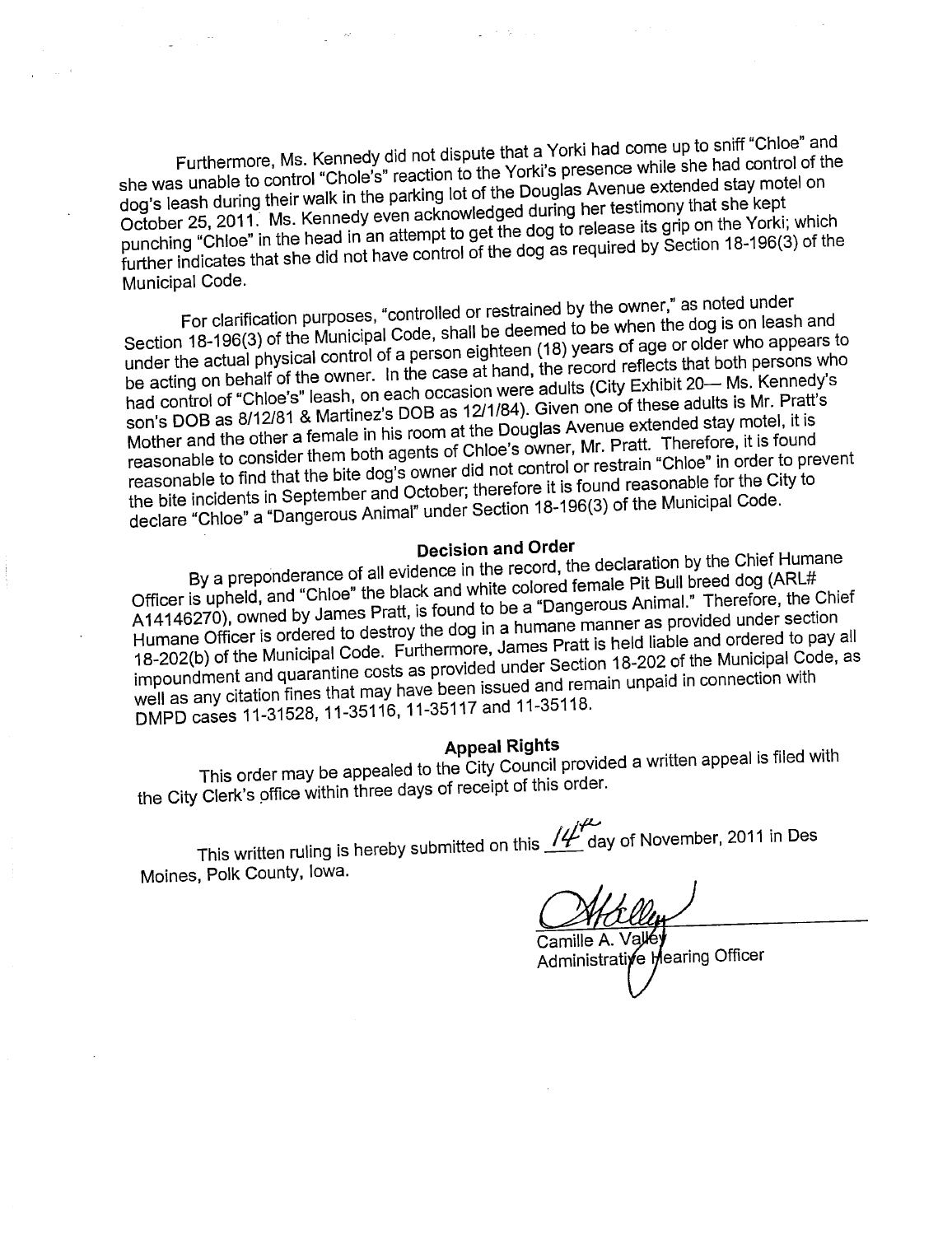Furthermore, Ms. Kennedy did not dispute that a Yorki had come up to sniff "Chloe" and she was unable to control "Chole's" reaction to the Yorki's presence while she had control of the dog's leash during their walk in the parking lot of the Douglas Avenue extended stay motel on October 25, 2011. Ms. Kennedy even acknowledged during her testimony that she kept punching "Chloe" in the head in an attempt to get the dog to release its grip on the Yorki; which further indicates that she did not have control of the dog as required by Section 18-196(3) of the Municipal Code.

For clarification purposes, "controlled or restrained by the owner," as noted under Section 18-196(3) of the Municipal Code, shall be deemed to be when the dog is on leash and under the actual physical control of a person eighteen (18) years of age or older who appears to be acting on behalf of the owner. In the case at hand, the record reflects that both persons who had control of "Chloe's" leash, on each occasion were adults (City Exhibit 20— Ms. Kennedy's son's DOB as 8/12/81 & Martinez's DOB as 12/1/84). Given one of these adults is Mr. Pratt's Mother and the other a female in his room at the Douglas Avenue extended stay motel, it is reasonable to consider them both agents of Chloe's owner, Mr. Pratt. Therefore, it is found reasonable to find that the bite dog's owner did not control or restrain "Chloe" in order to prevent the bite incidents in September and October; therefore it is found reasonable for the City to declare "Chloe" a "Dangerous Animal" under Section 18-196(3) of the Municipal Code.

## Decision and Order

By a preponderance of all evidence in the record, the declaration by the Chief Humane Officer is upheld, and "Chloe" the black and white colored female Pit Bull breed dog (ARL# A14146270), owned by James Pratt, is found to be a "Dangerous Animal." Therefore, the Chief Humane Officer is ordered to destroy the dog in a humane manner as provided under section 18-202(b) of the Municipal Code. Furthermore, James Pratt is held liable and ordered to pay all impoundment and quarantine costs as provided under Section 18-202 of the Municipal Code, as well as any citation fines that may have been issued and remain unpaid in connection with DMPD cases 11-31528, 11-35116, 11-35117 and 11-35118.

## Appeal Rights

This order may be appealed to the City Council provided a written appeal is filed with the City Clerk's office within three days of receipt of this order.

This written ruling is hereby submitted on this 14th day of November, 2011 in Des Moines, Polk County, Iowa.

Camille A. Valley
Administrative Hearing Officer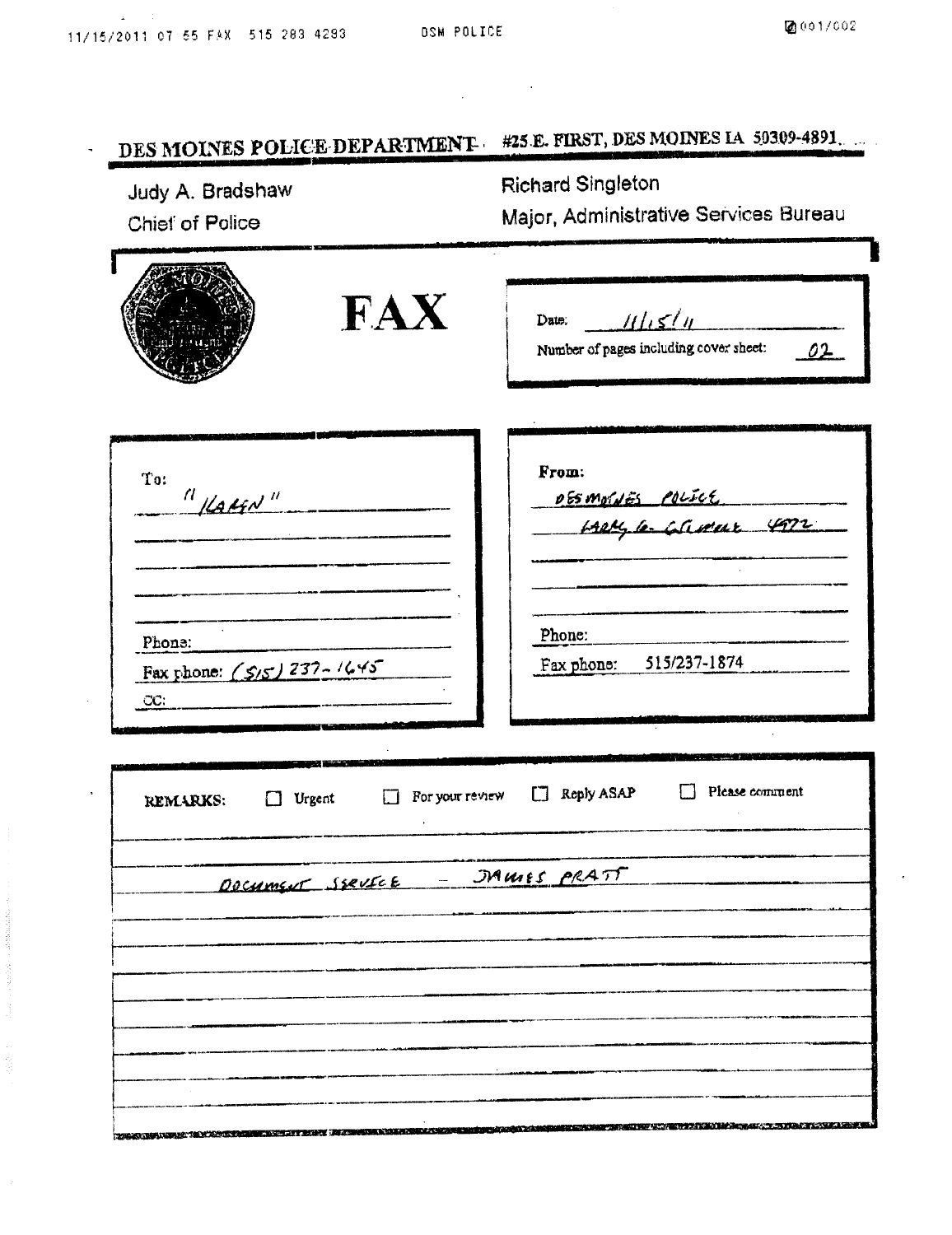# DES MOINES POLICE DEPARTMENT #25 E. FIRST, DES MOINES IA 50309-4891

Judy A. Bradshaw
Chief of Police

Richard Singleton
Major, Administrative Services Bureau

## FAX

Date: 11/15/11

Number of pages including cover sheet: 02

To: "KAREN"

Phone:

Fax phone: (515) 237-1645

CC:

From: DES MOINES POLICE
LARRY G. GILMORE 4972

Phone:

Fax phone: 515/237-1874

REMARKS: ☐ Urgent ☐ For your review ☐ Reply ASAP ☐ Please comment

DOCUMENT SERVICE - JAMES PRATT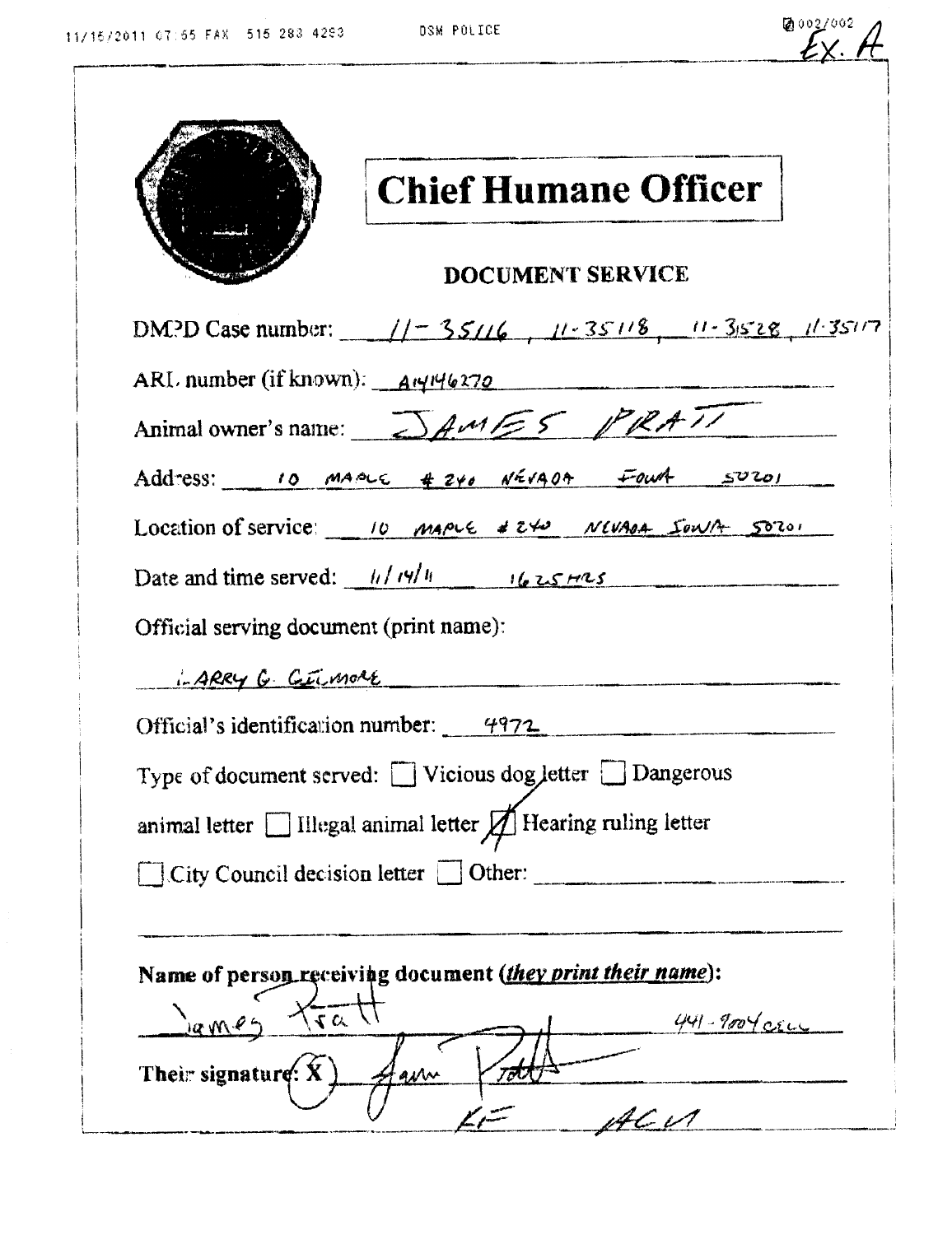11/15/2011 07:55 FAX 515 283 4293 DSM POLICE 002/002

Ex. A

# Chief Humane Officer

## DOCUMENT SERVICE

DMPD Case number: 11-35116, 11-35118, 11-35128, 11-35117

ARL number (if known): A14146270

Animal owner's name: JAMES PRATT

Address: 10 MAPLE #240 NEVADA IOWA 50201

Location of service: 10 MAPLE #240 NEVADA IOWA 50201

Date and time served: 11/14/11 1625HRS

Official serving document (print name):

LARRY G. GILMORE

Official's identification number: 4972

Type of document served: ☐ Vicious dog letter ☐ Dangerous animal letter ☐ Illegal animal letter ☒ Hearing ruling letter ☐ City Council decision letter ☐ Other: ______

**Name of person receiving document (*they print their name*):**

James Pratt 441-9004 cell

Their signature: X James Pratt

LF ACM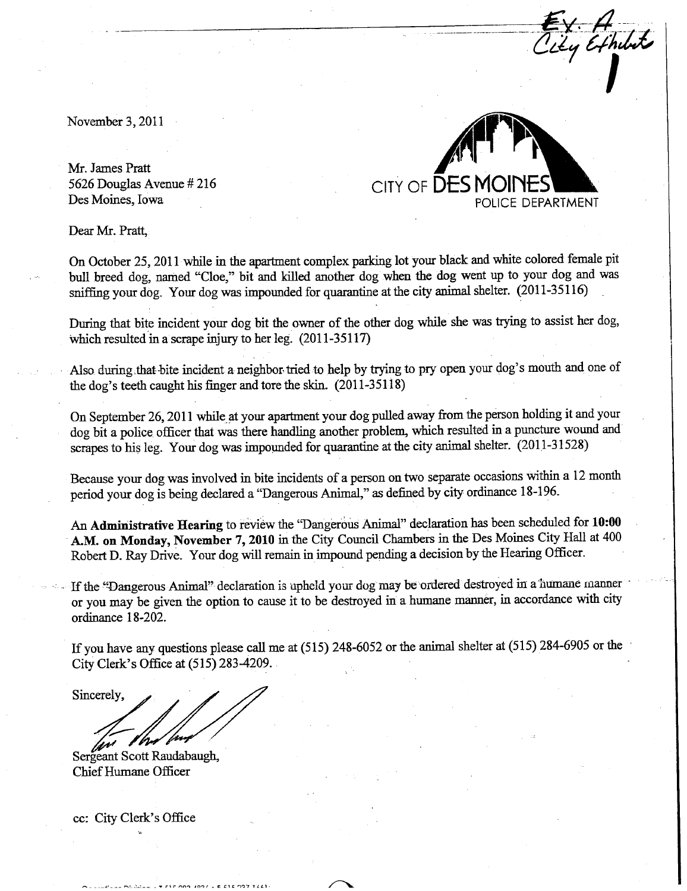Ex. A
City Exhibit
1

November 3, 2011

Mr. James Pratt
5626 Douglas Avenue # 216
Des Moines, Iowa

CITY OF DES MOINES
POLICE DEPARTMENT

Dear Mr. Pratt,

On October 25, 2011 while in the apartment complex parking lot your black and white colored female pit bull breed dog, named "Cloe," bit and killed another dog when the dog went up to your dog and was sniffing your dog. Your dog was impounded for quarantine at the city animal shelter. (2011-35116)

During that bite incident your dog bit the owner of the other dog while she was trying to assist her dog, which resulted in a scrape injury to her leg. (2011-35117)

Also during that bite incident a neighbor tried to help by trying to pry open your dog's mouth and one of the dog's teeth caught his finger and tore the skin. (2011-35118)

On September 26, 2011 while at your apartment your dog pulled away from the person holding it and your dog bit a police officer that was there handling another problem, which resulted in a puncture wound and scrapes to his leg. Your dog was impounded for quarantine at the city animal shelter. (2011-31528)

Because your dog was involved in bite incidents of a person on two separate occasions within a 12 month period your dog is being declared a "Dangerous Animal," as defined by city ordinance 18-196.

An **Administrative Hearing** to review the "Dangerous Animal" declaration has been scheduled for **10:00 A.M. on Monday, November 7, 2010** in the City Council Chambers in the Des Moines City Hall at 400 Robert D. Ray Drive. Your dog will remain in impound pending a decision by the Hearing Officer.

If the "Dangerous Animal" declaration is upheld your dog may be ordered destroyed in a humane manner or you may be given the option to cause it to be destroyed in a humane manner, in accordance with city ordinance 18-202.

If you have any questions please call me at (515) 248-6052 or the animal shelter at (515) 284-6905 or the City Clerk's Office at (515) 283-4209.

Sincerely,

Sergeant Scott Raudabaugh,
Chief Humane Officer

cc: City Clerk's Office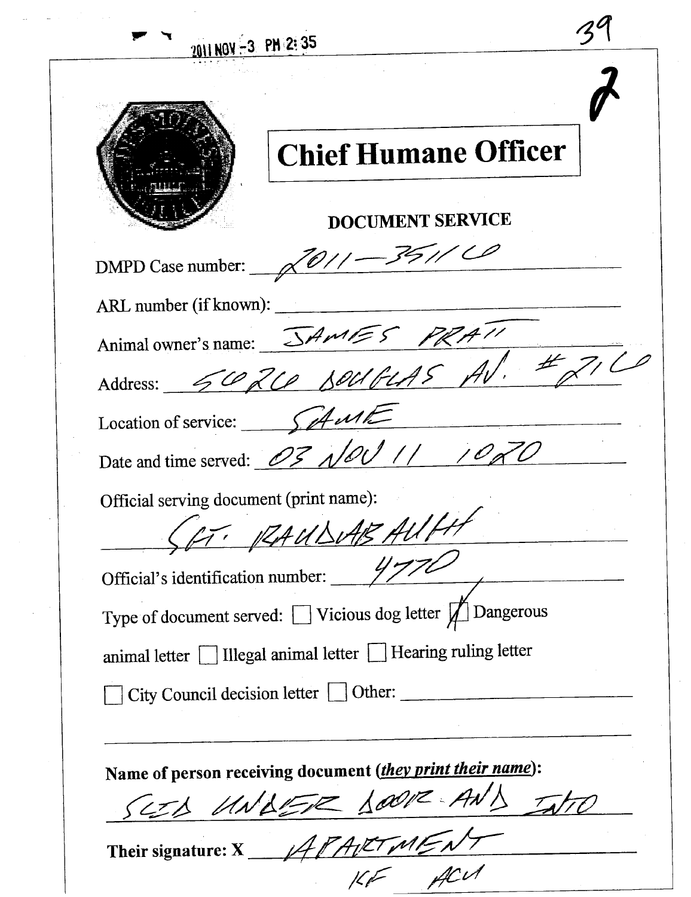2011 NOV -3 PM 2:35

39

2

# Chief Humane Officer

**DOCUMENT SERVICE**

DMPD Case number: 2011-35116

ARL number (if known): ______________________

Animal owner's name: JAMES PRATT

Address: 5626 DOUGLAS AV. #216

Location of service: SAME

Date and time served: 03 NOV 11 1020

Official serving document (print name):

SGT. RAUDABAUGH

Official's identification number: 4770

Type of document served: ☐ Vicious dog letter ☒ Dangerous animal letter ☐ Illegal animal letter ☐ Hearing ruling letter ☐ City Council decision letter ☐ Other: ______________________

**Name of person receiving document (*they print their name*):**

SLID UNDER DOOR AND INTO

**Their signature: X** APARTMENT

KF ACU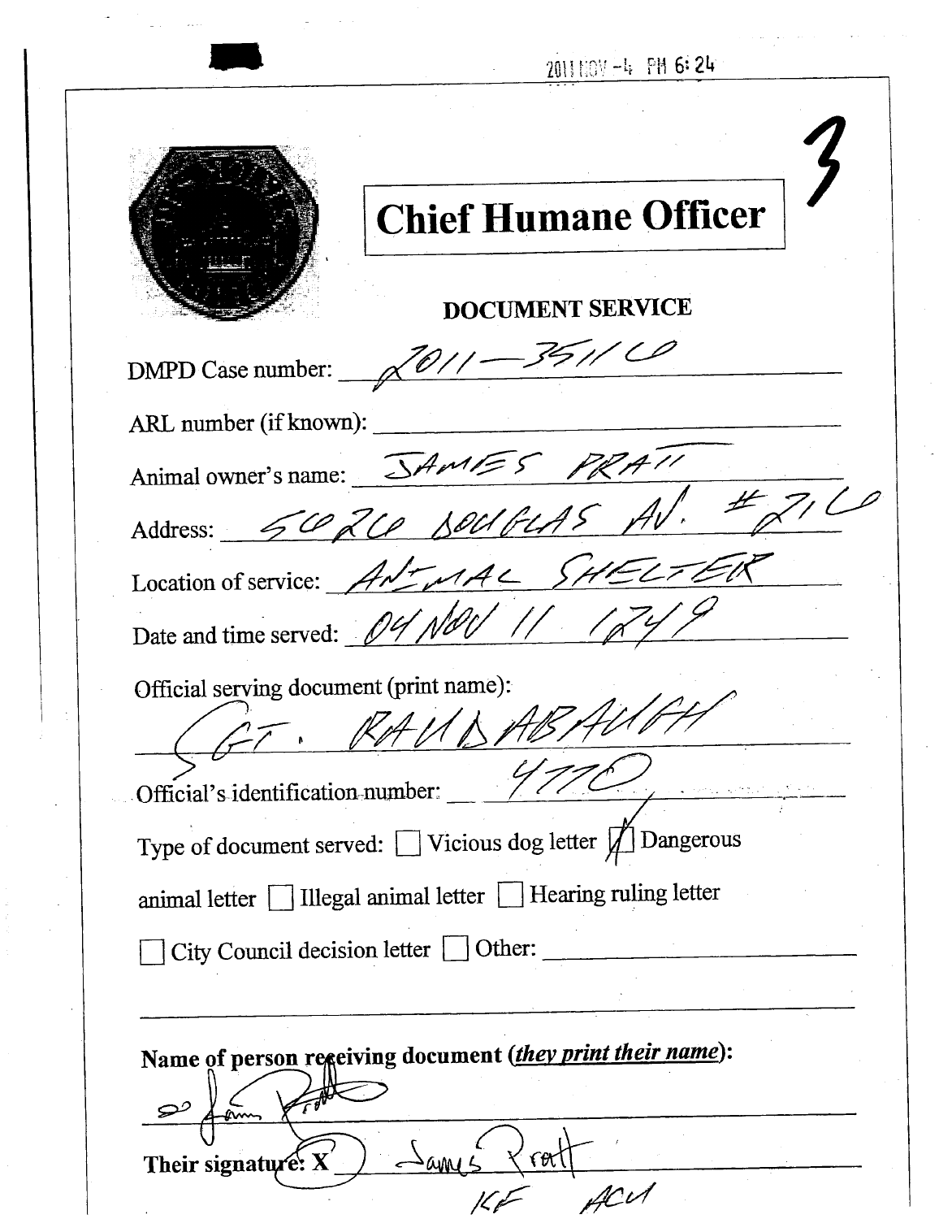2011 NOV -4 PM 6:24

3

# Chief Humane Officer

## DOCUMENT SERVICE

DMPD Case number: 2011-35116

ARL number (if known): ______________________

Animal owner's name: JAMES PRATT

Address: 5626 DOUGLAS AV. #216

Location of service: ANIMAL SHELTER

Date and time served: 04 NOV 11 1249

Official serving document (print name):

SGT. RAUDABAUGH

Official's identification number: 4770

Type of document served: ☐ Vicious dog letter ☒ Dangerous animal letter ☐ Illegal animal letter ☐ Hearing ruling letter ☐ City Council decision letter ☐ Other: ______________________

**Name of person receiving document (*they print their name*):**

James Pratt

**Their signature: X** James Pratt

KF ACU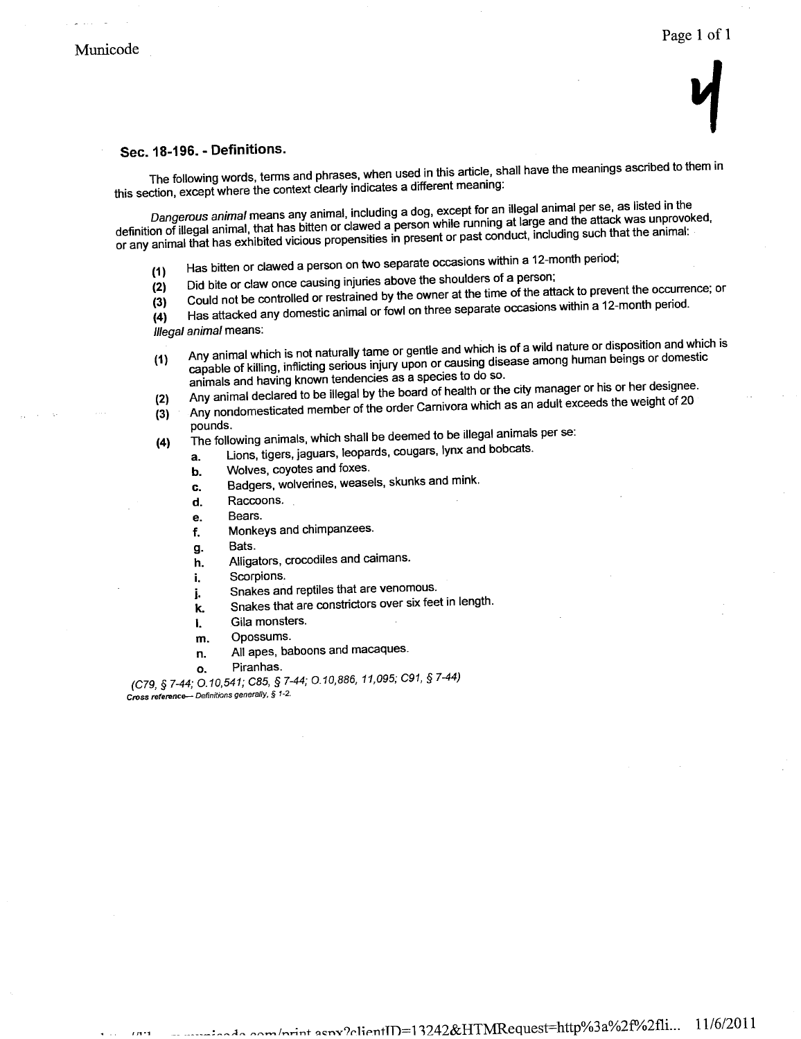## Sec. 18-196. - Definitions.

The following words, terms and phrases, when used in this article, shall have the meanings ascribed to them in this section, except where the context clearly indicates a different meaning:

*Dangerous animal* means any animal, including a dog, except for an illegal animal per se, as listed in the definition of illegal animal, that has bitten or clawed a person while running at large and the attack was unprovoked, or any animal that has exhibited vicious propensities in present or past conduct, including such that the animal:

(1) Has bitten or clawed a person on two separate occasions within a 12-month period;
(2) Did bite or claw once causing injuries above the shoulders of a person;
(3) Could not be controlled or restrained by the owner at the time of the attack to prevent the occurrence; or
(4) Has attacked any domestic animal or fowl on three separate occasions within a 12-month period.

*Illegal animal* means:

(1) Any animal which is not naturally tame or gentle and which is of a wild nature or disposition and which is capable of killing, inflicting serious injury upon or causing disease among human beings or domestic animals and having known tendencies as a species to do so.
(2) Any animal declared to be illegal by the board of health or the city manager or his or her designee.
(3) Any nondomesticated member of the order Carnivora which as an adult exceeds the weight of 20 pounds.
(4) The following animals, which shall be deemed to be illegal animals per se:
    a. Lions, tigers, jaguars, leopards, cougars, lynx and bobcats.
    b. Wolves, coyotes and foxes.
    c. Badgers, wolverines, weasels, skunks and mink.
    d. Raccoons.
    e. Bears.
    f. Monkeys and chimpanzees.
    g. Bats.
    h. Alligators, crocodiles and caimans.
    i. Scorpions.
    j. Snakes and reptiles that are venomous.
    k. Snakes that are constrictors over six feet in length.
    l. Gila monsters.
    m. Opossums.
    n. All apes, baboons and macaques.
    o. Piranhas.

*(C79, § 7-44; O.10,541; C85, § 7-44; O.10,886, 11,095; C91, § 7-44)*

***Cross reference***— *Definitions generally, § 1-2.*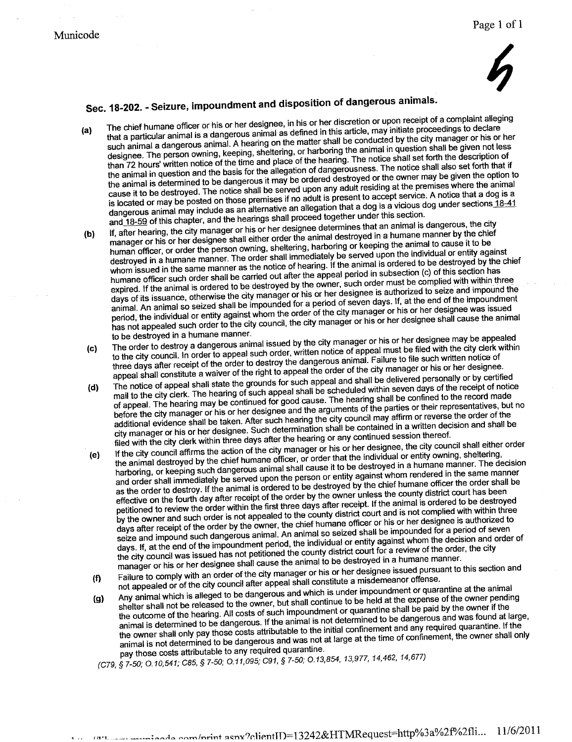## Sec. 18-202. - Seizure, impoundment and disposition of dangerous animals.

**(a)** The chief humane officer or his or her designee, in his or her discretion or upon receipt of a complaint alleging that a particular animal is a dangerous animal as defined in this article, may initiate proceedings to declare such animal a dangerous animal. A hearing on the matter shall be conducted by the city manager or his or her designee. The person owning, keeping, sheltering, or harboring the animal in question shall be given not less than 72 hours' written notice of the time and place of the hearing. The notice shall set forth the description of the animal in question and the basis for the allegation of dangerousness. The notice shall also set forth that if the animal is determined to be dangerous it may be ordered destroyed or the owner may be given the option to cause it to be destroyed. The notice shall be served upon any adult residing at the premises where the animal is located or may be posted on those premises if no adult is present to accept service. A notice that a dog is a dangerous animal may include as an alternative an allegation that a dog is a vicious dog under sections 18-41 and 18-59 of this chapter, and the hearings shall proceed together under this section.

**(b)** If, after hearing, the city manager or his or her designee determines that an animal is dangerous, the city manager or his or her designee shall either order the animal destroyed in a humane manner by the chief human officer, or order the person owning, sheltering, harboring or keeping the animal to cause it to be destroyed in a humane manner. The order shall immediately be served upon the individual or entity against whom issued in the same manner as the notice of hearing. If the animal is ordered to be destroyed by the chief humane officer such order shall be carried out after the appeal period in subsection (c) of this section has expired. If the animal is ordered to be destroyed by the owner, such order must be complied with within three days of its issuance, otherwise the city manager or his or her designee is authorized to seize and impound the animal. An animal so seized shall be impounded for a period of seven days. If, at the end of the impoundment period, the individual or entity against whom the order of the city manager or his or her designee was issued has not appealed such order to the city council, the city manager or his or her designee shall cause the animal to be destroyed in a humane manner.

**(c)** The order to destroy a dangerous animal issued by the city manager or his or her designee may be appealed to the city council. In order to appeal such order, written notice of appeal must be filed with the city clerk within three days after receipt of the order to destroy the dangerous animal. Failure to file such written notice of appeal shall constitute a waiver of the right to appeal the order of the city manager or his or her designee.

**(d)** The notice of appeal shall state the grounds for such appeal and shall be delivered personally or by certified mail to the city clerk. The hearing of such appeal shall be scheduled within seven days of the receipt of notice of appeal. The hearing may be continued for good cause. The hearing shall be confined to the record made before the city manager or his or her designee and the arguments of the parties or their representatives, but no additional evidence shall be taken. After such hearing the city council may affirm or reverse the order of the city manager or his or her designee. Such determination shall be contained in a written decision and shall be filed with the city clerk within three days after the hearing or any continued session thereof.

**(e)** If the city council affirms the action of the city manager or his or her designee, the city council shall either order the animal destroyed by the chief humane officer, or order that the individual or entity owning, sheltering, harboring, or keeping such dangerous animal shall cause it to be destroyed in a humane manner. The decision and order shall immediately be served upon the person or entity against whom rendered in the same manner as the order to destroy. If the animal is ordered to be destroyed by the chief humane officer the order shall be effective on the fourth day after receipt of the order by the owner unless the county district court has been petitioned to review the order within the first three days after receipt. If the animal is ordered to be destroyed by the owner and such order is not appealed to the county district court and is not complied with within three days after receipt of the order by the owner, the chief humane officer or his or her designee is authorized to seize and impound such dangerous animal. An animal so seized shall be impounded for a period of seven days. If, at the end of the impoundment period, the individual or entity against whom the decision and order of the city council was issued has not petitioned the county district court for a review of the order, the city manager or his or her designee shall cause the animal to be destroyed in a humane manner.

**(f)** Failure to comply with an order of the city manager or his or her designee issued pursuant to this section and not appealed or of the city council after appeal shall constitute a misdemeanor offense.

**(g)** Any animal which is alleged to be dangerous and which is under impoundment or quarantine at the animal shelter shall not be released to the owner, but shall continue to be held at the expense of the owner pending the outcome of the hearing. All costs of such impoundment or quarantine shall be paid by the owner if the animal is determined to be dangerous. If the animal is not determined to be dangerous and was found at large, the owner shall only pay those costs attributable to the initial confinement and any required quarantine. If the animal is not determined to be dangerous and was not at large at the time of confinement, the owner shall only pay those costs attributable to any required quarantine.

*(C79, § 7-50; O.10,541; C85, § 7-50; O.11,095; C91, § 7-50; O.13,854, 13,977, 14,462, 14,677)*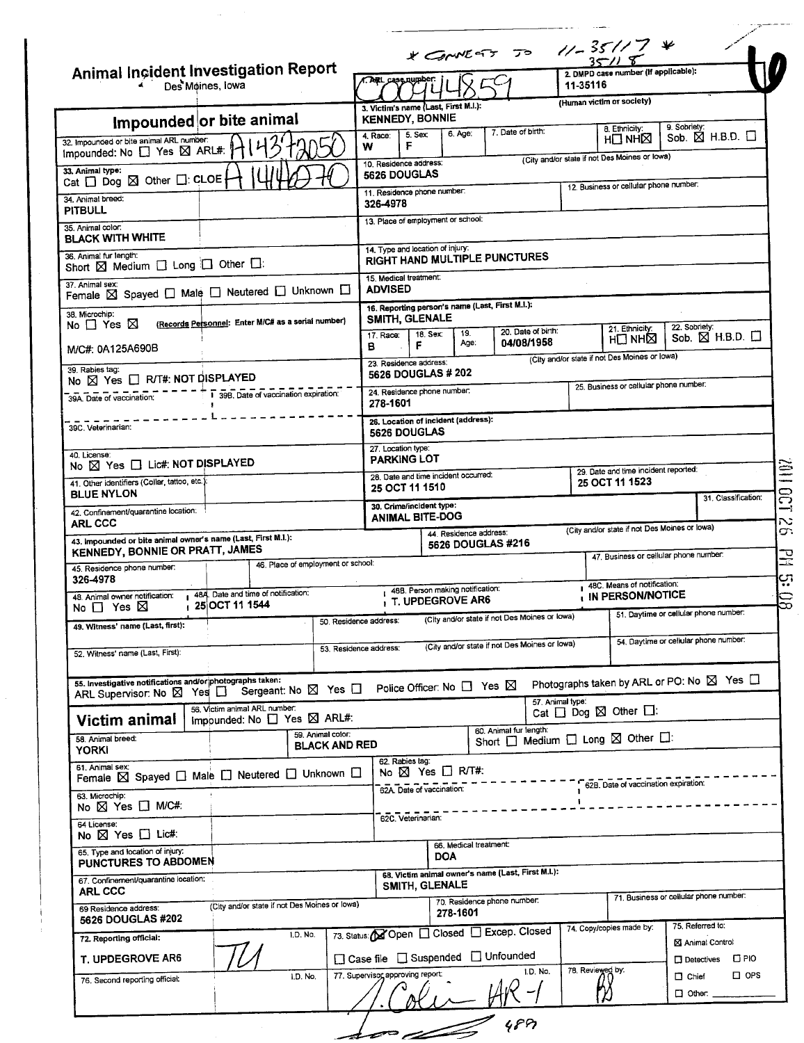*CONNECTS TO 11-35117* 35118

# Animal Incident Investigation Report

Des Moines, Iowa

| 1. ARL case number: | 2. DMPD case number (if applicable): |
|---|---|
| C0094859 | 11-35116 |

## Impounded or bite animal

32. Impounded or bite animal ARL number: Impounded: No ☐ Yes ☒ ARL#: A1437050

33. Animal type: Cat ☐ Dog ☒ Other ☐: CLOE A1446070

34. Animal breed: PITBULL

35. Animal color: BLACK WITH WHITE

36. Animal fur length: Short ☒ Medium ☐ Long ☐ Other ☐:

37. Animal sex: Female ☒ Spayed ☐ Male ☐ Neutered ☐ Unknown ☐

38. Microchip: No ☐ Yes ☒ (Records Personnel: Enter M/C# as a serial number)
M/C#: 0A125A690B

39. Rabies tag: No ☒ Yes ☐ R/T#: NOT DISPLAYED

39A. Date of vaccination:

39B. Date of vaccination expiration:

39C. Veterinarian:

40. License: No ☒ Yes ☐ Lic#: NOT DISPLAYED

41. Other identifiers (Collar, tattoo, etc.): BLUE NYLON

42. Confinement/quarantine location: ARL CCC

3. Victim's name (Last, First M.I.): KENNEDY, BONNIE (Human victim or society)

4. Race: W | 5. Sex: F | 6. Age: | 7. Date of birth: | 8. Ethnicity: H☐ NH☒ | 9. Sobriety: Sob. ☒ H.B.D. ☐

10. Residence address: 5626 DOUGLAS (City and/or state if not Des Moines or Iowa)

11. Residence phone number: 326-4978

12. Business or cellular phone number:

13. Place of employment or school:

14. Type and location of injury: RIGHT HAND MULTIPLE PUNCTURES

15. Medical treatment: ADVISED

16. Reporting person's name (Last, First M.I.): SMITH, GLENALE

17. Race: B | 18. Sex: F | 19. Age: | 20. Date of birth: 04/08/1958 | 21. Ethnicity: H☐ NH☒ | 22. Sobriety: Sob. ☒ H.B.D. ☐

23. Residence address: 5626 DOUGLAS # 202 (City and/or state if not Des Moines or Iowa)

24. Residence phone number: 278-1601

25. Business or cellular phone number:

26. Location of incident (address): 5626 DOUGLAS

27. Location type: PARKING LOT

28. Date and time incident occurred: 25 OCT 11 1510

29. Date and time incident reported: 25 OCT 11 1523

30. Crime/incident type: ANIMAL BITE-DOG

31. Classification:

43. Impounded or bite animal owner's name (Last, First M.I.): KENNEDY, BONNIE OR PRATT, JAMES

44. Residence address: 5626 DOUGLAS #216 (City and/or state if not Des Moines or Iowa)

45. Residence phone number: 326-4978

46. Place of employment or school:

47. Business or cellular phone number:

48. Animal owner notification: No ☐ Yes ☒

48A. Date and time of notification: 25 OCT 11 1544

48B. Person making notification: T. UPDEGROVE AR6

48C. Means of notification: IN PERSON/NOTICE

49. Witness' name (Last, first):

50. Residence address: (City and/or state if not Des Moines or Iowa)

51. Daytime or cellular phone number:

52. Witness' name (Last, First):

53. Residence address: (City and/or state if not Des Moines or Iowa)

54. Daytime or cellular phone number:

55. Investigative notifications and/or photographs taken: ARL Supervisor: No ☒ Yes ☐ Sergeant: No ☒ Yes ☐ Police Officer: No ☐ Yes ☒ Photographs taken by ARL or PO: No ☒ Yes ☐

## Victim animal

56. Victim animal ARL number: Impounded: No ☐ Yes ☒ ARL#:

57. Animal type: Cat ☐ Dog ☒ Other ☐:

58. Animal breed: YORKI

59. Animal color: BLACK AND RED

60. Animal fur length: Short ☐ Medium ☐ Long ☒ Other ☐:

61. Animal sex: Female ☒ Spayed ☐ Male ☐ Neutered ☐ Unknown ☐

62. Rabies tag: No ☒ Yes ☐ R/T#:

62A. Date of vaccination:

62B. Date of vaccination expiration:

62C. Veterinarian:

63. Microchip: No ☒ Yes ☐ M/C#:

64. License: No ☒ Yes ☐ Lic#:

65. Type and location of injury: PUNCTURES TO ABDOMEN

66. Medical treatment: DOA

67. Confinement/quarantine location: ARL CCC

68. Victim animal owner's name (Last, First M.I.): SMITH, GLENALE

69. Residence address: 5626 DOUGLAS #202 (City and/or state if not Des Moines or Iowa)

70. Residence phone number: 278-1601

71. Business or cellular phone number:

72. Reporting official: T. UPDEGROVE AR6 | I.D. No.: TU

73. Status: ☒ Open ☐ Closed ☐ Excep. Closed ☐ Case file ☐ Suspended ☐ Unfounded

74. Copy/copies made by:

75. Referred to: ☒ Animal Control ☐ Detectives ☐ PIO ☐ Chief ☐ OPS ☐ Other:

76. Second reporting official: | I.D. No.:

77. Supervisor approving report: J. Colin AR-1 | I.D. No.:

78. Reviewed by: AB

4897

2011 OCT 26 PM 5:08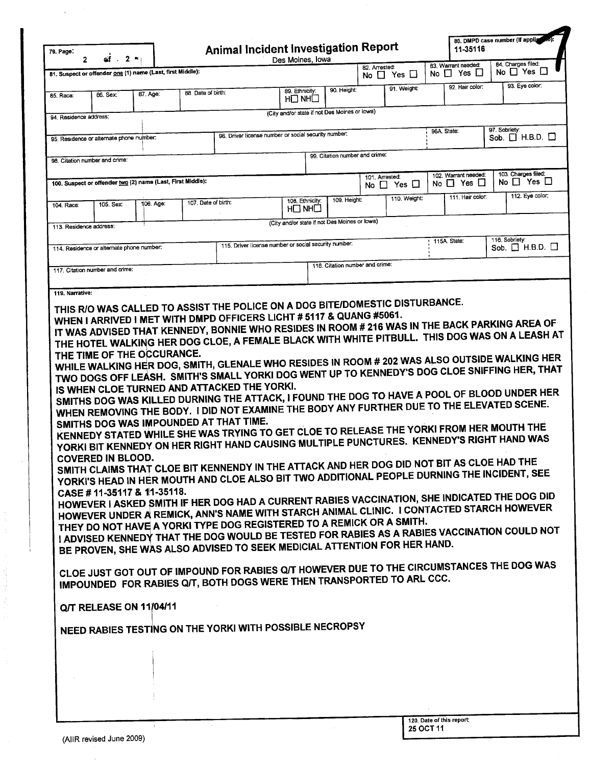79. Page: 2 of 2

# Animal Incident Investigation Report

Des Moines, Iowa

80. DMPD case number (if applicable): 11-35116

| | | | | | | | | | | |
|---|---|---|---|---|---|---|---|---|---|---|
| 81. Suspect or offender one (1) name (Last, first Middle): | | | | | | | 82. Arrested: No ☐ Yes ☐ | | 83. Warrant needed: No ☐ Yes ☐ | 84. Charges filed: No ☐ Yes ☐ |
| 85. Race: | 86. Sex: | 87. Age: | 88. Date of birth: | 89. Ethnicity: H☐ NH☐ | 90. Height: | | 91. Weight: | | 92. Hair color: | 93. Eye color: |
| 94. Residence address: | | | | (City and/or state if not Des Moines or Iowa) | | | | | | |
| 95. Residence or alternate phone number: | | | 96. Driver license number or social security number: | | | | | | 96A. State: | 97. Sobriety: Sob. ☐ H.B.D. ☐ |
| 98. Citation number and crime: | | | | | 99. Citation number and crime: | | | | | |
| 100. Suspect or offender two (2) name (Last, First Middle): | | | | | | | 101. Arrested: No ☐ Yes ☐ | | 102. Warrant needed: No ☐ Yes ☐ | 103. Charges filed: No ☐ Yes ☐ |
| 104. Race: | 105. Sex: | 106. Age: | 107. Date of birth: | 108. Ethnicity: H☐ NH☐ | 109. Height: | | 110. Weight: | | 111. Hair color: | 112. Eye color: |
| 113. Residence address: | | | | (City and/or state if not Des Moines or Iowa) | | | | | | |
| 114. Residence or alternate phone number: | | | 115. Driver license number or social security number: | | | | | | 115A. State: | 116. Sobriety: Sob. ☐ H.B.D. ☐ |
| 117. Citation number and crime: | | | | | 118. Citation number and crime: | | | | | |

119. Narrative:

THIS R/O WAS CALLED TO ASSIST THE POLICE ON A DOG BITE/DOMESTIC DISTURBANCE.
WHEN I ARRIVED I MET WITH DMPD OFFICERS LICHT # 5117 & QUANG #5061.
IT WAS ADVISED THAT KENNEDY, BONNIE WHO RESIDES IN ROOM # 216 WAS IN THE BACK PARKING AREA OF THE HOTEL WALKING HER DOG CLOE, A FEMALE BLACK WITH WHITE PITBULL. THIS DOG WAS ON A LEASH AT THE TIME OF THE OCCURANCE.
WHILE WALKING HER DOG, SMITH, GLENALE WHO RESIDES IN ROOM # 202 WAS ALSO OUTSIDE WALKING HER TWO DOGS OFF LEASH. SMITH'S SMALL YORKI DOG WENT UP TO KENNEDY'S DOG CLOE SNIFFING HER, THAT IS WHEN CLOE TURNED AND ATTACKED THE YORKI.
SMITHS DOG WAS KILLED DURNING THE ATTACK, I FOUND THE DOG TO HAVE A POOL OF BLOOD UNDER HER WHEN REMOVING THE BODY. I DID NOT EXAMINE THE BODY ANY FURTHER DUE TO THE ELEVATED SCENE.
SMITHS DOG WAS IMPOUNDED AT THAT TIME.
KENNEDY STATED WHILE SHE WAS TRYING TO GET CLOE TO RELEASE THE YORKI FROM HER MOUTH THE YORKI BIT KENNEDY ON HER RIGHT HAND CAUSING MULTIPLE PUNCTURES. KENNEDY'S RIGHT HAND WAS COVERED IN BLOOD.
SMITH CLAIMS THAT CLOE BIT KENNENDY IN THE ATTACK AND HER DOG DID NOT BIT AS CLOE HAD THE YORKI'S HEAD IN HER MOUTH AND CLOE ALSO BIT TWO ADDITIONAL PEOPLE DURNING THE INCIDENT, SEE CASE # 11-35117 & 11-35118.
HOWEVER I ASKED SMITH IF HER DOG HAD A CURRENT RABIES VACCINATION, SHE INDICATED THE DOG DID HOWEVER UNDER A REMICK, ANN'S NAME WITH STARCH ANIMAL CLINIC. I CONTACTED STARCH HOWEVER THEY DO NOT HAVE A YORKI TYPE DOG REGISTERED TO A REMICK OR A SMITH.
I ADVISED KENNEDY THAT THE DOG WOULD BE TESTED FOR RABIES AS A RABIES VACCINATION COULD NOT BE PROVEN, SHE WAS ALSO ADVISED TO SEEK MEDICIAL ATTENTION FOR HER HAND.

CLOE JUST GOT OUT OF IMPOUND FOR RABIES Q/T HOWEVER DUE TO THE CIRCUMSTANCES THE DOG WAS IMPOUNDED FOR RABIES Q/T, BOTH DOGS WERE THEN TRANSPORTED TO ARL CCC.

Q/T RELEASE ON 11/04/11

NEED RABIES TESTING ON THE YORKI WITH POSSIBLE NECROPSY

120. Date of this report: 25 OCT 11

(AIIR revised June 2009)